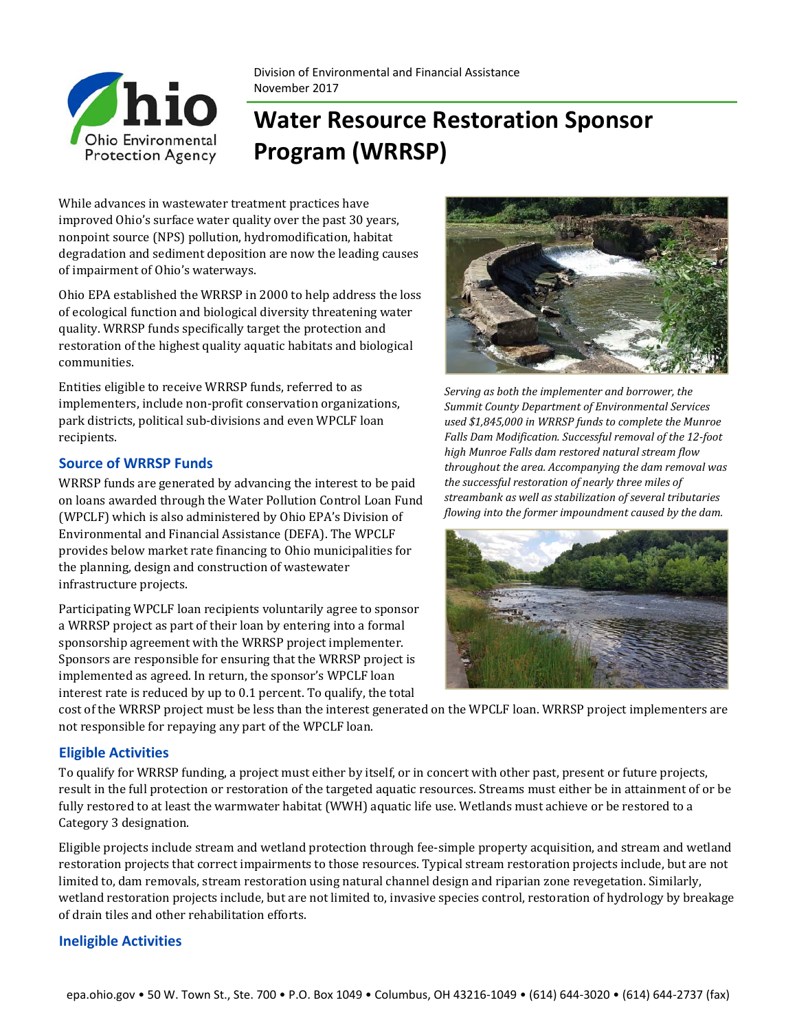Division of Environmental and Financial Assistance
November 2017

# Water Resource Restoration Sponsor Program (WRRSP)

While advances in wastewater treatment practices have improved Ohio's surface water quality over the past 30 years, nonpoint source (NPS) pollution, hydromodification, habitat degradation and sediment deposition are now the leading causes of impairment of Ohio's waterways.

Ohio EPA established the WRRSP in 2000 to help address the loss of ecological function and biological diversity threatening water quality. WRRSP funds specifically target the protection and restoration of the highest quality aquatic habitats and biological communities.

Entities eligible to receive WRRSP funds, referred to as implementers, include non-profit conservation organizations, park districts, political sub-divisions and even WPCLF loan recipients.

*Serving as both the implementer and borrower, the Summit County Department of Environmental Services used $1,845,000 in WRRSP funds to complete the Munroe Falls Dam Modification. Successful removal of the 12-foot high Munroe Falls dam restored natural stream flow throughout the area. Accompanying the dam removal was the successful restoration of nearly three miles of streambank as well as stabilization of several tributaries flowing into the former impoundment caused by the dam.*

## Source of WRRSP Funds

WRRSP funds are generated by advancing the interest to be paid on loans awarded through the Water Pollution Control Loan Fund (WPCLF) which is also administered by Ohio EPA's Division of Environmental and Financial Assistance (DEFA). The WPCLF provides below market rate financing to Ohio municipalities for the planning, design and construction of wastewater infrastructure projects.

Participating WPCLF loan recipients voluntarily agree to sponsor a WRRSP project as part of their loan by entering into a formal sponsorship agreement with the WRRSP project implementer. Sponsors are responsible for ensuring that the WRRSP project is implemented as agreed. In return, the sponsor's WPCLF loan interest rate is reduced by up to 0.1 percent. To qualify, the total cost of the WRRSP project must be less than the interest generated on the WPCLF loan. WRRSP project implementers are not responsible for repaying any part of the WPCLF loan.

## Eligible Activities

To qualify for WRRSP funding, a project must either by itself, or in concert with other past, present or future projects, result in the full protection or restoration of the targeted aquatic resources. Streams must either be in attainment of or be fully restored to at least the warmwater habitat (WWH) aquatic life use. Wetlands must achieve or be restored to a Category 3 designation.

Eligible projects include stream and wetland protection through fee-simple property acquisition, and stream and wetland restoration projects that correct impairments to those resources. Typical stream restoration projects include, but are not limited to, dam removals, stream restoration using natural channel design and riparian zone revegetation. Similarly, wetland restoration projects include, but are not limited to, invasive species control, restoration of hydrology by breakage of drain tiles and other rehabilitation efforts.

## Ineligible Activities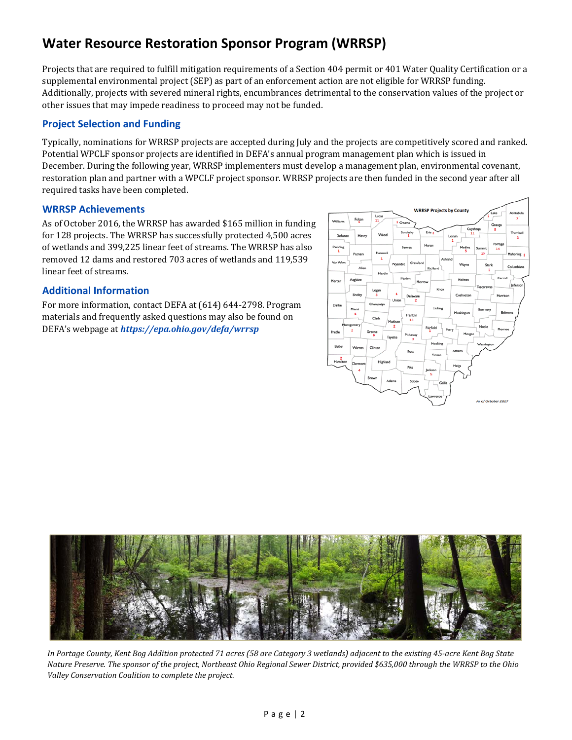# Water Resource Restoration Sponsor Program (WRRSP)

Projects that are required to fulfill mitigation requirements of a Section 404 permit or 401 Water Quality Certification or a supplemental environmental project (SEP) as part of an enforcement action are not eligible for WRRSP funding. Additionally, projects with severed mineral rights, encumbrances detrimental to the conservation values of the project or other issues that may impede readiness to proceed may not be funded.

## Project Selection and Funding

Typically, nominations for WRRSP projects are accepted during July and the projects are competitively scored and ranked. Potential WPCLF sponsor projects are identified in DEFA's annual program management plan which is issued in December. During the following year, WRRSP implementers must develop a management plan, environmental covenant, restoration plan and partner with a WPCLF project sponsor. WRRSP projects are then funded in the second year after all required tasks have been completed.

## WRRSP Achievements

As of October 2016, the WRRSP has awarded $165 million in funding for 128 projects. The WRRSP has successfully protected 4,500 acres of wetlands and 399,225 linear feet of streams. The WRRSP has also removed 12 dams and restored 703 acres of wetlands and 119,539 linear feet of streams.

## Additional Information

For more information, contact DEFA at (614) 644-2798. Program materials and frequently asked questions may also be found on DEFA's webpage at ***https://epa.ohio.gov/defa/wrrsp***

WRRSP Projects by County

As of October 2017

*In Portage County, Kent Bog Addition protected 71 acres (58 are Category 3 wetlands) adjacent to the existing 45-acre Kent Bog State Nature Preserve. The sponsor of the project, Northeast Ohio Regional Sewer District, provided $635,000 through the WRRSP to the Ohio Valley Conservation Coalition to complete the project.*